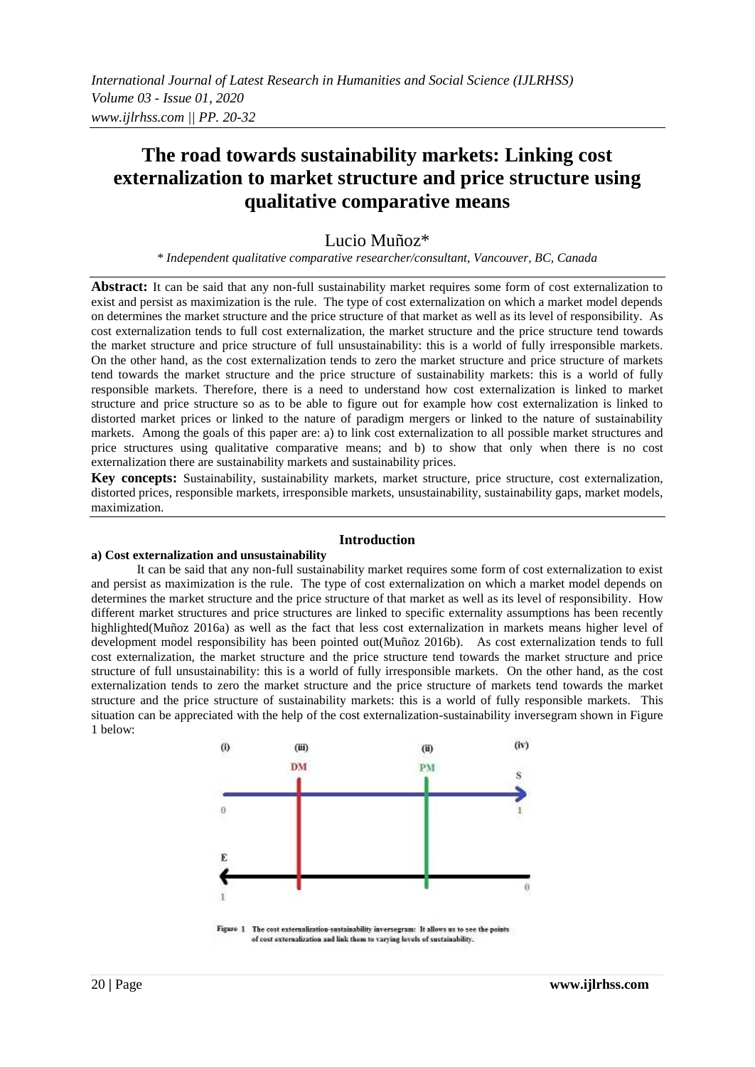# The road towards sustainability markets: Linking cost externalization to market structure and price structure using qualitative comparative means

Lucio Muñoz*

*\* Independent qualitative comparative researcher/consultant, Vancouver, BC, Canada*

**Abstract:** It can be said that any non-full sustainability market requires some form of cost externalization to exist and persist as maximization is the rule. The type of cost externalization on which a market model depends on determines the market structure and the price structure of that market as well as its level of responsibility. As cost externalization tends to full cost externalization, the market structure and the price structure tend towards the market structure and price structure of full unsustainability: this is a world of fully irresponsible markets. On the other hand, as the cost externalization tends to zero the market structure and price structure of markets tend towards the market structure and the price structure of sustainability markets: this is a world of fully responsible markets. Therefore, there is a need to understand how cost externalization is linked to market structure and price structure so as to be able to figure out for example how cost externalization is linked to distorted market prices or linked to the nature of paradigm mergers or linked to the nature of sustainability markets. Among the goals of this paper are: a) to link cost externalization to all possible market structures and price structures using qualitative comparative means; and b) to show that only when there is no cost externalization there are sustainability markets and sustainability prices.

**Key concepts:** Sustainability, sustainability markets, market structure, price structure, cost externalization, distorted prices, responsible markets, irresponsible markets, unsustainability, sustainability gaps, market models, maximization.

## Introduction

### a) Cost externalization and unsustainability

It can be said that any non-full sustainability market requires some form of cost externalization to exist and persist as maximization is the rule. The type of cost externalization on which a market model depends on determines the market structure and the price structure of that market as well as its level of responsibility. How different market structures and price structures are linked to specific externality assumptions has been recently highlighted(Muñoz 2016a) as well as the fact that less cost externalization in markets means higher level of development model responsibility has been pointed out(Muñoz 2016b). As cost externalization tends to full cost externalization, the market structure and the price structure tend towards the market structure and price structure of full unsustainability: this is a world of fully irresponsible markets. On the other hand, as the cost externalization tends to zero the market structure and the price structure of markets tend towards the market structure and the price structure of sustainability markets: this is a world of fully responsible markets. This situation can be appreciated with the help of the cost externalization-sustainability inversegram shown in Figure 1 below:

Figure 1 The cost externalization-sustainability inversegram: It allows us to see the points of cost externalization and link them to varying levels of sustainability.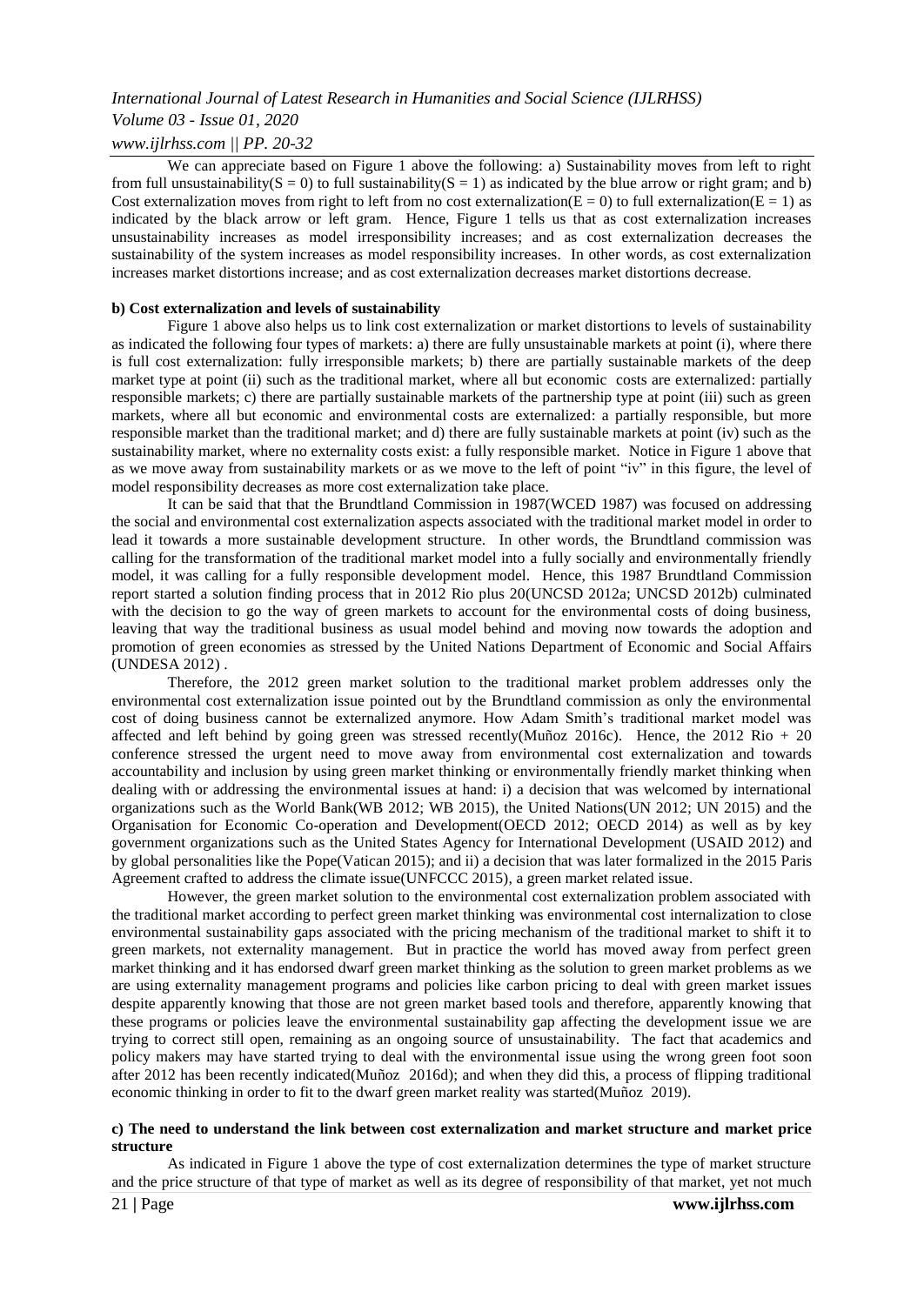We can appreciate based on Figure 1 above the following: a) Sustainability moves from left to right from full unsustainability($S = 0$) to full sustainability($S = 1$) as indicated by the blue arrow or right gram; and b) Cost externalization moves from right to left from no cost externalization($E = 0$) to full externalization($E = 1$) as indicated by the black arrow or left gram. Hence, Figure 1 tells us that as cost externalization increases unsustainability increases as model irresponsibility increases; and as cost externalization decreases the sustainability of the system increases as model responsibility increases. In other words, as cost externalization increases market distortions increase; and as cost externalization decreases market distortions decrease.

**b) Cost externalization and levels of sustainability**

Figure 1 above also helps us to link cost externalization or market distortions to levels of sustainability as indicated the following four types of markets: a) there are fully unsustainable markets at point (i), where there is full cost externalization: fully irresponsible markets; b) there are partially sustainable markets of the deep market type at point (ii) such as the traditional market, where all but economic costs are externalized: partially responsible markets; c) there are partially sustainable markets of the partnership type at point (iii) such as green markets, where all but economic and environmental costs are externalized: a partially responsible, but more responsible market than the traditional market; and d) there are fully sustainable markets at point (iv) such as the sustainability market, where no externality costs exist: a fully responsible market. Notice in Figure 1 above that as we move away from sustainability markets or as we move to the left of point "iv" in this figure, the level of model responsibility decreases as more cost externalization take place.

It can be said that that the Brundtland Commission in 1987(WCED 1987) was focused on addressing the social and environmental cost externalization aspects associated with the traditional market model in order to lead it towards a more sustainable development structure. In other words, the Brundtland commission was calling for the transformation of the traditional market model into a fully socially and environmentally friendly model, it was calling for a fully responsible development model. Hence, this 1987 Brundtland Commission report started a solution finding process that in 2012 Rio plus 20(UNCSD 2012a; UNCSD 2012b) culminated with the decision to go the way of green markets to account for the environmental costs of doing business, leaving that way the traditional business as usual model behind and moving now towards the adoption and promotion of green economies as stressed by the United Nations Department of Economic and Social Affairs (UNDESA 2012) .

Therefore, the 2012 green market solution to the traditional market problem addresses only the environmental cost externalization issue pointed out by the Brundtland commission as only the environmental cost of doing business cannot be externalized anymore. How Adam Smith's traditional market model was affected and left behind by going green was stressed recently(Muñoz 2016c). Hence, the 2012 Rio + 20 conference stressed the urgent need to move away from environmental cost externalization and towards accountability and inclusion by using green market thinking or environmentally friendly market thinking when dealing with or addressing the environmental issues at hand: i) a decision that was welcomed by international organizations such as the World Bank(WB 2012; WB 2015), the United Nations(UN 2012; UN 2015) and the Organisation for Economic Co-operation and Development(OECD 2012; OECD 2014) as well as by key government organizations such as the United States Agency for International Development (USAID 2012) and by global personalities like the Pope(Vatican 2015); and ii) a decision that was later formalized in the 2015 Paris Agreement crafted to address the climate issue(UNFCCC 2015), a green market related issue.

However, the green market solution to the environmental cost externalization problem associated with the traditional market according to perfect green market thinking was environmental cost internalization to close environmental sustainability gaps associated with the pricing mechanism of the traditional market to shift it to green markets, not externality management. But in practice the world has moved away from perfect green market thinking and it has endorsed dwarf green market thinking as the solution to green market problems as we are using externality management programs and policies like carbon pricing to deal with green market issues despite apparently knowing that those are not green market based tools and therefore, apparently knowing that these programs or policies leave the environmental sustainability gap affecting the development issue we are trying to correct still open, remaining as an ongoing source of unsustainability. The fact that academics and policy makers may have started trying to deal with the environmental issue using the wrong green foot soon after 2012 has been recently indicated(Muñoz 2016d); and when they did this, a process of flipping traditional economic thinking in order to fit to the dwarf green market reality was started(Muñoz 2019).

**c) The need to understand the link between cost externalization and market structure and market price structure**

As indicated in Figure 1 above the type of cost externalization determines the type of market structure and the price structure of that type of market as well as its degree of responsibility of that market, yet not much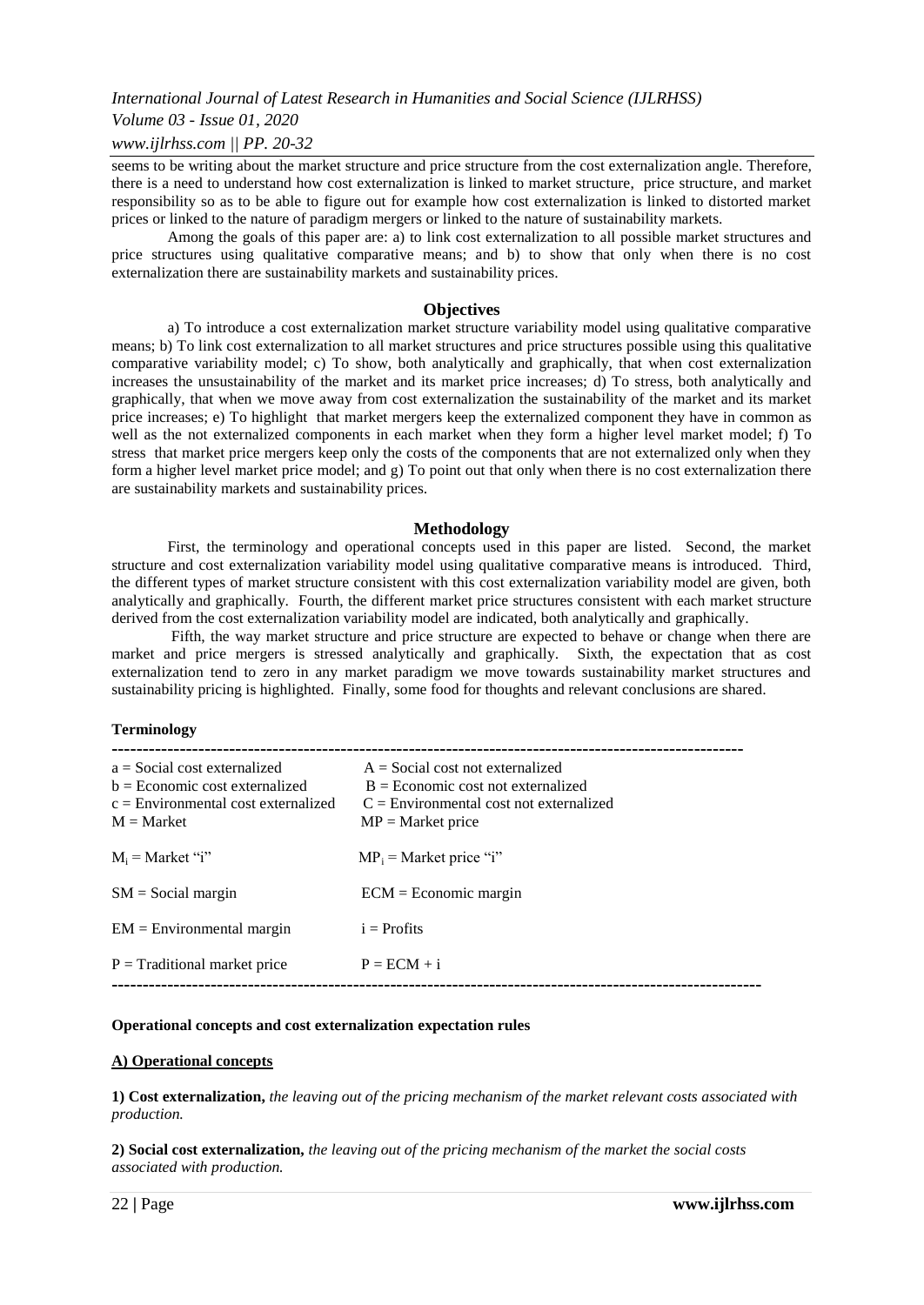seems to be writing about the market structure and price structure from the cost externalization angle. Therefore, there is a need to understand how cost externalization is linked to market structure, price structure, and market responsibility so as to be able to figure out for example how cost externalization is linked to distorted market prices or linked to the nature of paradigm mergers or linked to the nature of sustainability markets.

Among the goals of this paper are: a) to link cost externalization to all possible market structures and price structures using qualitative comparative means; and b) to show that only when there is no cost externalization there are sustainability markets and sustainability prices.

## Objectives

a) To introduce a cost externalization market structure variability model using qualitative comparative means; b) To link cost externalization to all market structures and price structures possible using this qualitative comparative variability model; c) To show, both analytically and graphically, that when cost externalization increases the unsustainability of the market and its market price increases; d) To stress, both analytically and graphically, that when we move away from cost externalization the sustainability of the market and its market price increases; e) To highlight that market mergers keep the externalized component they have in common as well as the not externalized components in each market when they form a higher level market model; f) To stress that market price mergers keep only the costs of the components that are not externalized only when they form a higher level market price model; and g) To point out that only when there is no cost externalization there are sustainability markets and sustainability prices.

## Methodology

First, the terminology and operational concepts used in this paper are listed. Second, the market structure and cost externalization variability model using qualitative comparative means is introduced. Third, the different types of market structure consistent with this cost externalization variability model are given, both analytically and graphically. Fourth, the different market price structures consistent with each market structure derived from the cost externalization variability model are indicated, both analytically and graphically.

Fifth, the way market structure and price structure are expected to behave or change when there are market and price mergers is stressed analytically and graphically. Sixth, the expectation that as cost externalization tend to zero in any market paradigm we move towards sustainability market structures and sustainability pricing is highlighted. Finally, some food for thoughts and relevant conclusions are shared.

**Terminology**

| | |
|---|---|
| a = Social cost externalized | A = Social cost not externalized |
| b = Economic cost externalized | B = Economic cost not externalized |
| c = Environmental cost externalized | C = Environmental cost not externalized |
| M = Market | MP = Market price |
| $M_i$ = Market "i" | $MP_i$ = Market price "i" |
| SM = Social margin | ECM = Economic margin |
| EM = Environmental margin | i = Profits |
| P = Traditional market price | P = ECM + i |

**Operational concepts and cost externalization expectation rules**

**A) Operational concepts**

**1) Cost externalization,** *the leaving out of the pricing mechanism of the market relevant costs associated with production.*

**2) Social cost externalization,** *the leaving out of the pricing mechanism of the market the social costs associated with production.*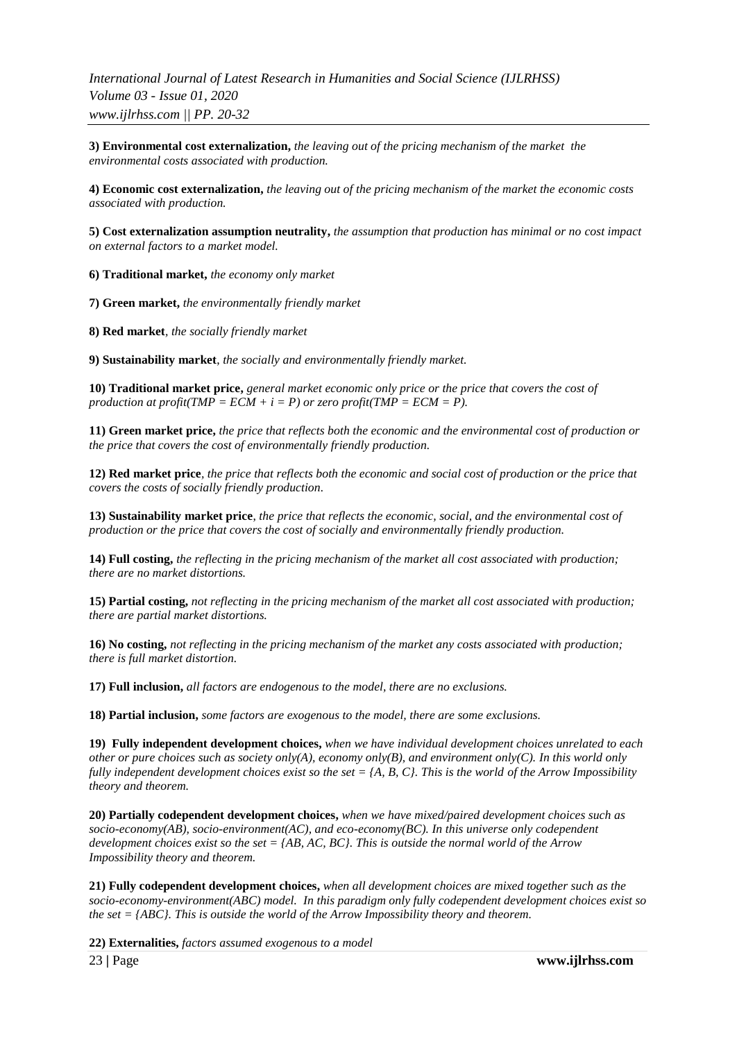**3) Environmental cost externalization,** *the leaving out of the pricing mechanism of the market the environmental costs associated with production.*

**4) Economic cost externalization,** *the leaving out of the pricing mechanism of the market the economic costs associated with production.*

**5) Cost externalization assumption neutrality,** *the assumption that production has minimal or no cost impact on external factors to a market model.*

**6) Traditional market,** *the economy only market*

**7) Green market,** *the environmentally friendly market*

**8) Red market**, *the socially friendly market*

**9) Sustainability market**, *the socially and environmentally friendly market.*

**10) Traditional market price,** *general market economic only price or the price that covers the cost of production at profit(TMP = ECM + i = P) or zero profit(TMP = ECM = P).*

**11) Green market price,** *the price that reflects both the economic and the environmental cost of production or the price that covers the cost of environmentally friendly production.*

**12) Red market price**, *the price that reflects both the economic and social cost of production or the price that covers the costs of socially friendly production.*

**13) Sustainability market price**, *the price that reflects the economic, social, and the environmental cost of production or the price that covers the cost of socially and environmentally friendly production.*

**14) Full costing,** *the reflecting in the pricing mechanism of the market all cost associated with production; there are no market distortions.*

**15) Partial costing,** *not reflecting in the pricing mechanism of the market all cost associated with production; there are partial market distortions.*

**16) No costing,** *not reflecting in the pricing mechanism of the market any costs associated with production; there is full market distortion.*

**17) Full inclusion,** *all factors are endogenous to the model, there are no exclusions.*

**18) Partial inclusion,** *some factors are exogenous to the model, there are some exclusions.*

**19) Fully independent development choices,** *when we have individual development choices unrelated to each other or pure choices such as society only(A), economy only(B), and environment only(C). In this world only fully independent development choices exist so the set = {A, B, C}. This is the world of the Arrow Impossibility theory and theorem.*

**20) Partially codependent development choices,** *when we have mixed/paired development choices such as socio-economy(AB), socio-environment(AC), and eco-economy(BC). In this universe only codependent development choices exist so the set = {AB, AC, BC}. This is outside the normal world of the Arrow Impossibility theory and theorem.*

**21) Fully codependent development choices,** *when all development choices are mixed together such as the socio-economy-environment(ABC) model. In this paradigm only fully codependent development choices exist so the set = {ABC}. This is outside the world of the Arrow Impossibility theory and theorem.*

**22) Externalities,** *factors assumed exogenous to a model*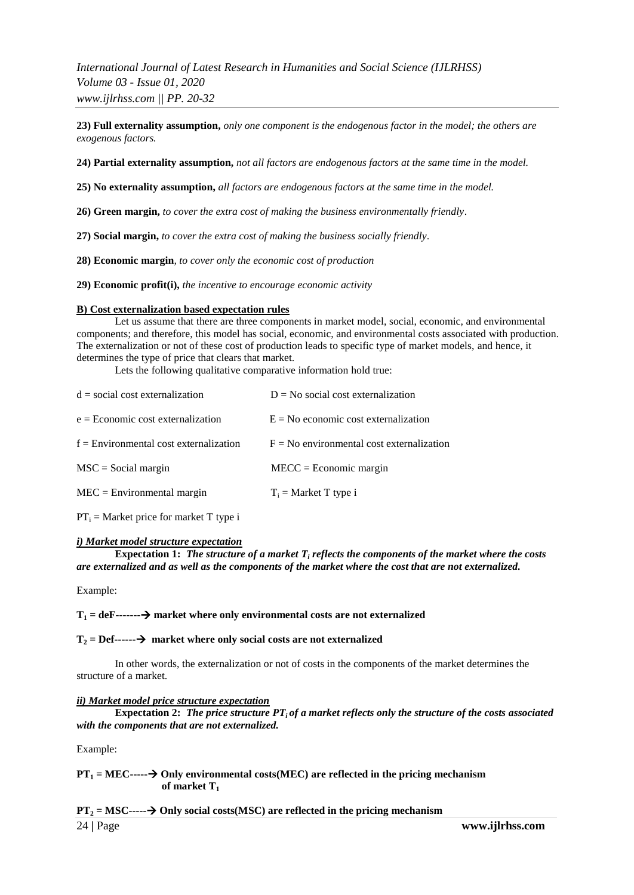**23) Full externality assumption,** *only one component is the endogenous factor in the model; the others are exogenous factors.*

**24) Partial externality assumption,** *not all factors are endogenous factors at the same time in the model.*

**25) No externality assumption,** *all factors are endogenous factors at the same time in the model.*

**26) Green margin,** *to cover the extra cost of making the business environmentally friendly*.

**27) Social margin,** *to cover the extra cost of making the business socially friendly*.

**28) Economic margin**, *to cover only the economic cost of production*

**29) Economic profit(i),** *the incentive to encourage economic activity*

**B) Cost externalization based expectation rules**

Let us assume that there are three components in market model, social, economic, and environmental components; and therefore, this model has social, economic, and environmental costs associated with production. The externalization or not of these cost of production leads to specific type of market models, and hence, it determines the type of price that clears that market.

Lets the following qualitative comparative information hold true:

d = social cost externalization     D = No social cost externalization

e = Economic cost externalization     E = No economic cost externalization

f = Environmental cost externalization     F = No environmental cost externalization

MSC = Social margin     MECC = Economic margin

MEC = Environmental margin     $T_i$ = Market T type i

$PT_i$ = Market price for market T type i

***i) Market model structure expectation***

**Expectation 1:** ***The structure of a market $T_i$ reflects the components of the market where the costs are externalized and as well as the components of the market where the cost that are not externalized.***

Example:

**$T_1$ = deF-------→ market where only environmental costs are not externalized**

**$T_2$ = Def------→ market where only social costs are not externalized**

In other words, the externalization or not of costs in the components of the market determines the structure of a market.

***ii) Market model price structure expectation***

**Expectation 2:** ***The price structure $PT_i$ of a market reflects only the structure of the costs associated with the components that are not externalized.***

Example:

**$PT_1$ = MEC-----→ Only environmental costs(MEC) are reflected in the pricing mechanism of market $T_1$**

**$PT_2$ = MSC-----→ Only social costs(MSC) are reflected in the pricing mechanism**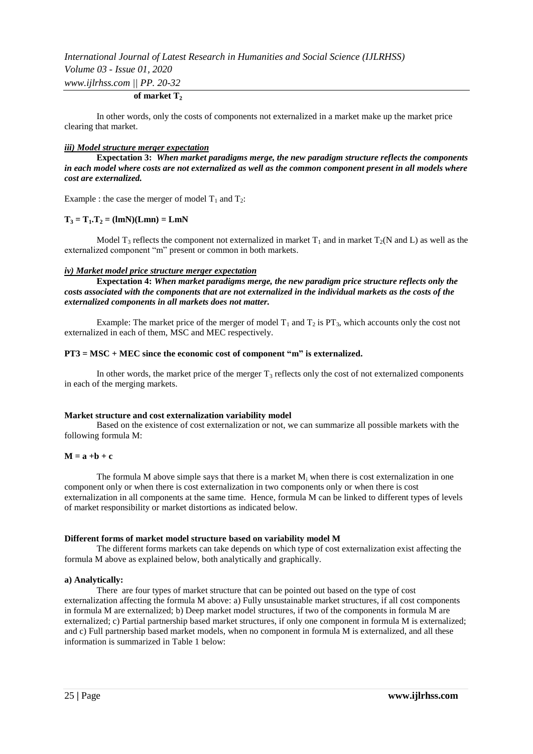**of market $T_2$**

In other words, only the costs of components not externalized in a market make up the market price clearing that market.

***iii) Model structure merger expectation***

**Expectation 3:** ***When market paradigms merge, the new paradigm structure reflects the components in each model where costs are not externalized as well as the common component present in all models where cost are externalized.***

Example : the case the merger of model $T_1$ and $T_2$:

$$\mathbf{T_3 = T_1.T_2 = (lmN)(Lmn) = LmN}$$

Model $T_3$ reflects the component not externalized in market $T_1$ and in market $T_2$(N and L) as well as the externalized component "m" present or common in both markets.

***iv) Market model price structure merger expectation***

**Expectation 4:** ***When market paradigms merge, the new paradigm price structure reflects only the costs associated with the components that are not externalized in the individual markets as the costs of the externalized components in all markets does not matter.***

Example: The market price of the merger of model $T_1$ and $T_2$ is $PT_3$, which accounts only the cost not externalized in each of them, MSC and MEC respectively.

**PT3 = MSC + MEC since the economic cost of component "m" is externalized.**

In other words, the market price of the merger $T_3$ reflects only the cost of not externalized components in each of the merging markets.

**Market structure and cost externalization variability model**

Based on the existence of cost externalization or not, we can summarize all possible markets with the following formula M:

$$\mathbf{M = a + b + c}$$

The formula M above simple says that there is a market $M_i$ when there is cost externalization in one component only or when there is cost externalization in two components only or when there is cost externalization in all components at the same time. Hence, formula M can be linked to different types of levels of market responsibility or market distortions as indicated below.

**Different forms of market model structure based on variability model M**

The different forms markets can take depends on which type of cost externalization exist affecting the formula M above as explained below, both analytically and graphically.

**a) Analytically:**

There are four types of market structure that can be pointed out based on the type of cost externalization affecting the formula M above: a) Fully unsustainable market structures, if all cost components in formula M are externalized; b) Deep market model structures, if two of the components in formula M are externalized; c) Partial partnership based market structures, if only one component in formula M is externalized; and c) Full partnership based market models, when no component in formula M is externalized, and all these information is summarized in Table 1 below: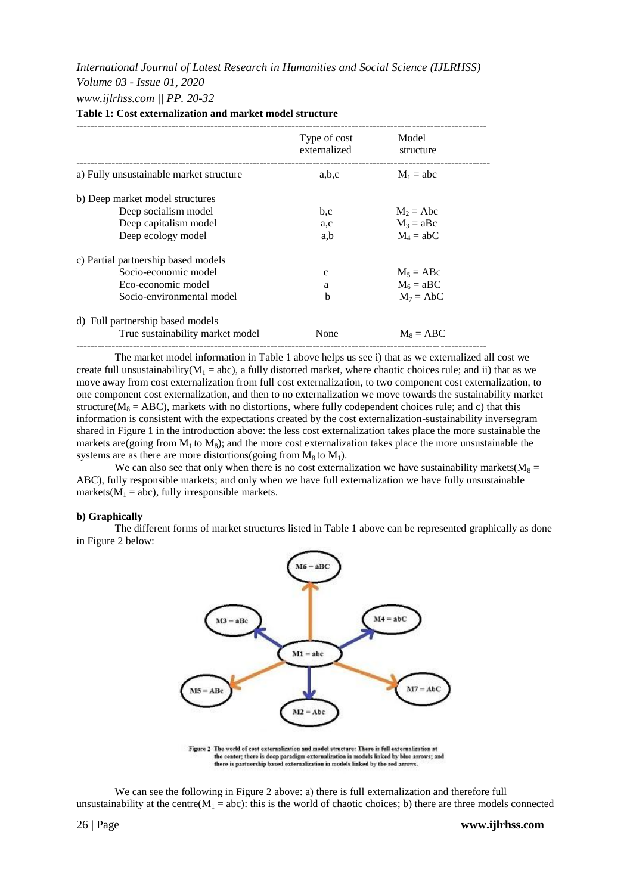**Table 1: Cost externalization and market model structure**

| | Type of cost externalized | Model structure |
|---|---|---|
| a) Fully unsustainable market structure | a,b,c | $M_1$ = abc |
| b) Deep market model structures | | |
| Deep socialism model | b,c | $M_2$ = Abc |
| Deep capitalism model | a,c | $M_3$ = aBc |
| Deep ecology model | a,b | $M_4$ = abC |
| c) Partial partnership based models | | |
| Socio-economic model | c | $M_5$ = ABc |
| Eco-economic model | a | $M_6$ = aBC |
| Socio-environmental model | b | $M_7$ = AbC |
| d) Full partnership based models | | |
| True sustainability market model | None | $M_8$ = ABC |

The market model information in Table 1 above helps us see i) that as we externalized all cost we create full unsustainability($M_1$ = abc), a fully distorted market, where chaotic choices rule; and ii) that as we move away from cost externalization from full cost externalization, to two component cost externalization, to one component cost externalization, and then to no externalization we move towards the sustainability market structure($M_8$ = ABC), markets with no distortions, where fully codependent choices rule; and c) that this information is consistent with the expectations created by the cost externalization-sustainability inversegram shared in Figure 1 in the introduction above: the less cost externalization takes place the more sustainable the markets are(going from $M_1$ to $M_8$); and the more cost externalization takes place the more unsustainable the systems are as there are more distortions(going from $M_8$ to $M_1$).

We can also see that only when there is no cost externalization we have sustainability markets($M_8$ = ABC), fully responsible markets; and only when we have full externalization we have fully unsustainable markets($M_1$ = abc), fully irresponsible markets.

**b) Graphically**

The different forms of market structures listed in Table 1 above can be represented graphically as done in Figure 2 below:

Figure 2 The world of cost externalization and model structure: There is full externalization at the center; there is deep paradigm externalization in models linked by blue arrows; and there is partnership based externalization in models linked by the red arrows.

We can see the following in Figure 2 above: a) there is full externalization and therefore full unsustainability at the centre($M_1$ = abc): this is the world of chaotic choices; b) there are three models connected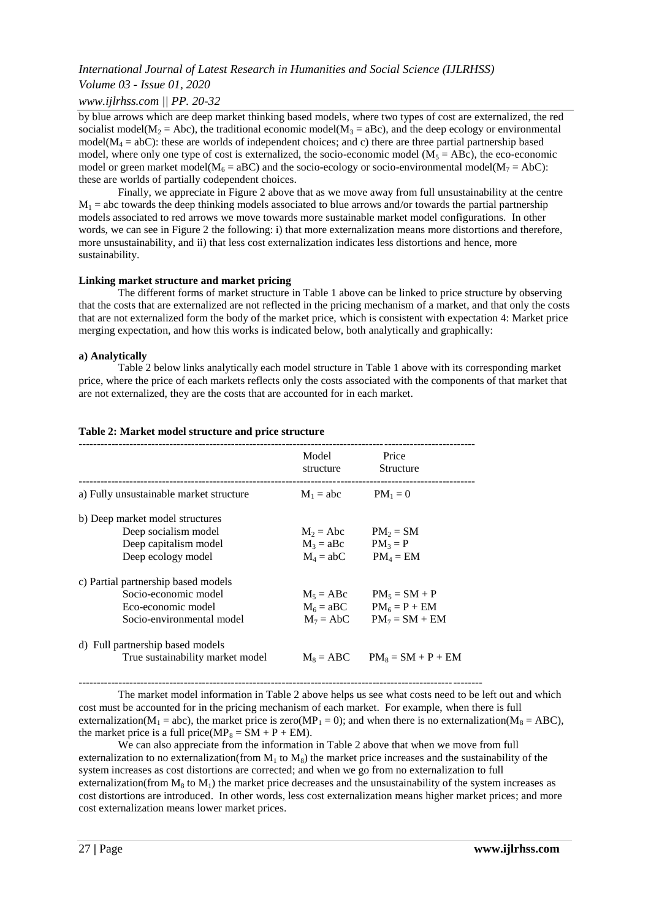by blue arrows which are deep market thinking based models, where two types of cost are externalized, the red socialist model($M_2$ = Abc), the traditional economic model($M_3$ = aBc), and the deep ecology or environmental model($M_4$ = abC): these are worlds of independent choices; and c) there are three partial partnership based model, where only one type of cost is externalized, the socio-economic model ($M_5$ = ABc), the eco-economic model or green market model($M_6$ = aBC) and the socio-ecology or socio-environmental model($M_7$ = AbC): these are worlds of partially codependent choices.

Finally, we appreciate in Figure 2 above that as we move away from full unsustainability at the centre $M_1$ = abc towards the deep thinking models associated to blue arrows and/or towards the partial partnership models associated to red arrows we move towards more sustainable market model configurations. In other words, we can see in Figure 2 the following: i) that more externalization means more distortions and therefore, more unsustainability, and ii) that less cost externalization indicates less distortions and hence, more sustainability.

**Linking market structure and market pricing**

The different forms of market structure in Table 1 above can be linked to price structure by observing that the costs that are externalized are not reflected in the pricing mechanism of a market, and that only the costs that are not externalized form the body of the market price, which is consistent with expectation 4: Market price merging expectation, and how this works is indicated below, both analytically and graphically:

**a) Analytically**

Table 2 below links analytically each model structure in Table 1 above with its corresponding market price, where the price of each markets reflects only the costs associated with the components of that market that are not externalized, they are the costs that are accounted for in each market.

**Table 2: Market model structure and price structure**

| | Model structure | Price Structure |
|---|---|---|
| a) Fully unsustainable market structure | $M_1$ = abc | $PM_1 = 0$ |
| b) Deep market model structures | | |
| Deep socialism model | $M_2$ = Abc | $PM_2$ = SM |
| Deep capitalism model | $M_3$ = aBc | $PM_3$ = P |
| Deep ecology model | $M_4$ = abC | $PM_4$ = EM |
| c) Partial partnership based models | | |
| Socio-economic model | $M_5$ = ABc | $PM_5$ = SM + P |
| Eco-economic model | $M_6$ = aBC | $PM_6$ = P + EM |
| Socio-environmental model | $M_7$ = AbC | $PM_7$ = SM + EM |
| d) Full partnership based models | | |
| True sustainability market model | $M_8$ = ABC | $PM_8$ = SM + P + EM |

The market model information in Table 2 above helps us see what costs need to be left out and which cost must be accounted for in the pricing mechanism of each market. For example, when there is full externalization($M_1$ = abc), the market price is zero($MP_1 = 0$); and when there is no externalization($M_8$ = ABC), the market price is a full price($MP_8$ = SM + P + EM).

We can also appreciate from the information in Table 2 above that when we move from full externalization to no externalization(from $M_1$ to $M_8$) the market price increases and the sustainability of the system increases as cost distortions are corrected; and when we go from no externalization to full externalization(from $M_8$ to $M_1$) the market price decreases and the unsustainability of the system increases as cost distortions are introduced. In other words, less cost externalization means higher market prices; and more cost externalization means lower market prices.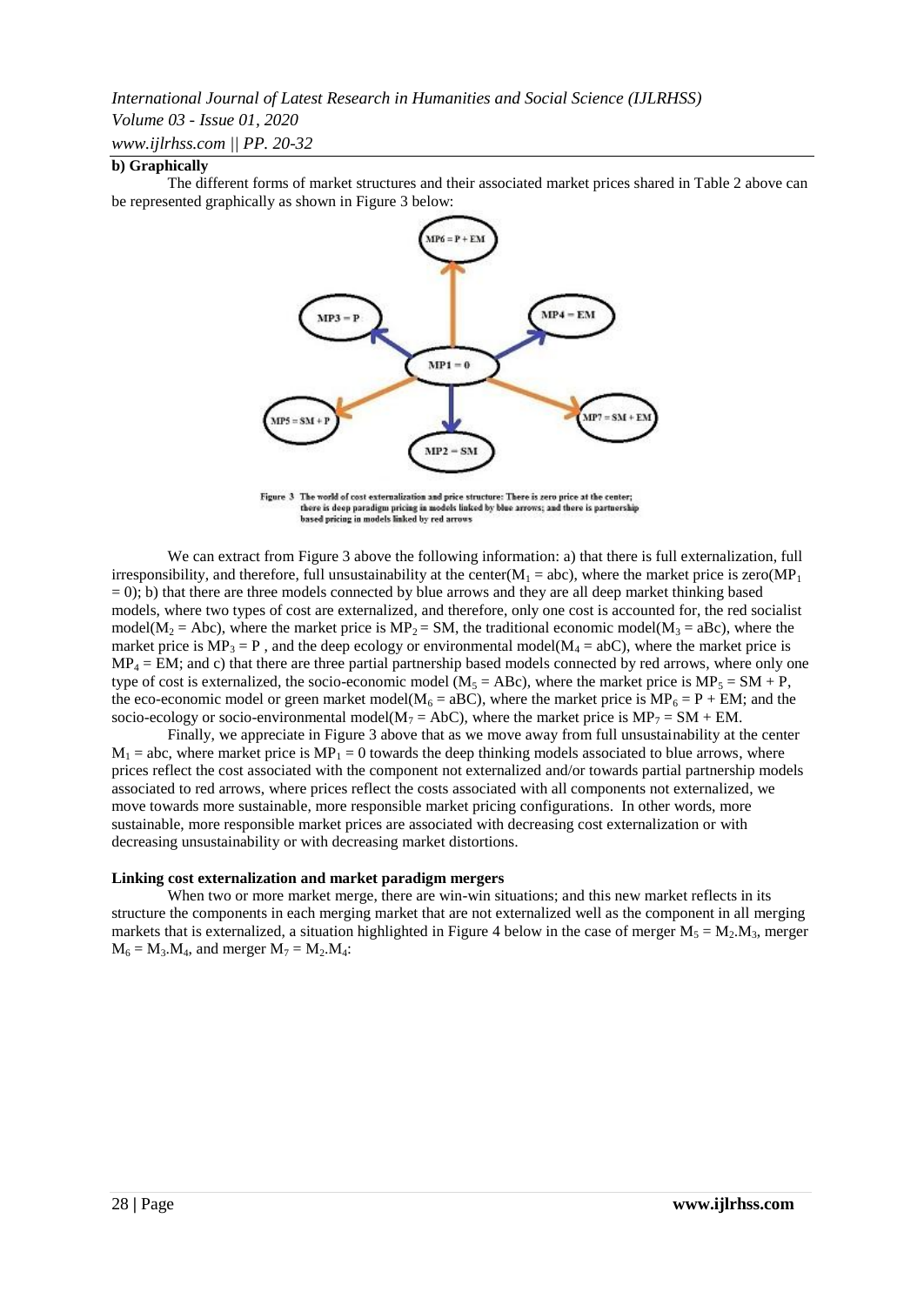**b) Graphically**

The different forms of market structures and their associated market prices shared in Table 2 above can be represented graphically as shown in Figure 3 below:

Figure 3 The world of cost externalization and price structure: There is zero price at the center; there is deep paradigm pricing in models linked by blue arrows; and there is partnership based pricing in models linked by red arrows

We can extract from Figure 3 above the following information: a) that there is full externalization, full irresponsibility, and therefore, full unsustainability at the center($M_1$ = abc), where the market price is zero($MP_1 = 0$); b) that there are three models connected by blue arrows and they are all deep market thinking based models, where two types of cost are externalized, and therefore, only one cost is accounted for, the red socialist model($M_2$ = Abc), where the market price is $MP_2$ = SM, the traditional economic model($M_3$ = aBc), where the market price is $MP_3$ = P , and the deep ecology or environmental model($M_4$ = abC), where the market price is $MP_4$ = EM; and c) that there are three partial partnership based models connected by red arrows, where only one type of cost is externalized, the socio-economic model ($M_5$ = ABc), where the market price is $MP_5$ = SM + P, the eco-economic model or green market model($M_6$ = aBC), where the market price is $MP_6$ = P + EM; and the socio-ecology or socio-environmental model($M_7$ = AbC), where the market price is $MP_7$ = SM + EM.

Finally, we appreciate in Figure 3 above that as we move away from full unsustainability at the center $M_1$ = abc, where market price is $MP_1 = 0$ towards the deep thinking models associated to blue arrows, where prices reflect the cost associated with the component not externalized and/or towards partial partnership models associated to red arrows, where prices reflect the costs associated with all components not externalized, we move towards more sustainable, more responsible market pricing configurations. In other words, more sustainable, more responsible market prices are associated with decreasing cost externalization or with decreasing unsustainability or with decreasing market distortions.

**Linking cost externalization and market paradigm mergers**

When two or more market merge, there are win-win situations; and this new market reflects in its structure the components in each merging market that are not externalized well as the component in all merging markets that is externalized, a situation highlighted in Figure 4 below in the case of merger $M_5 = M_2.M_3$, merger $M_6 = M_3.M_4$, and merger $M_7 = M_2.M_4$: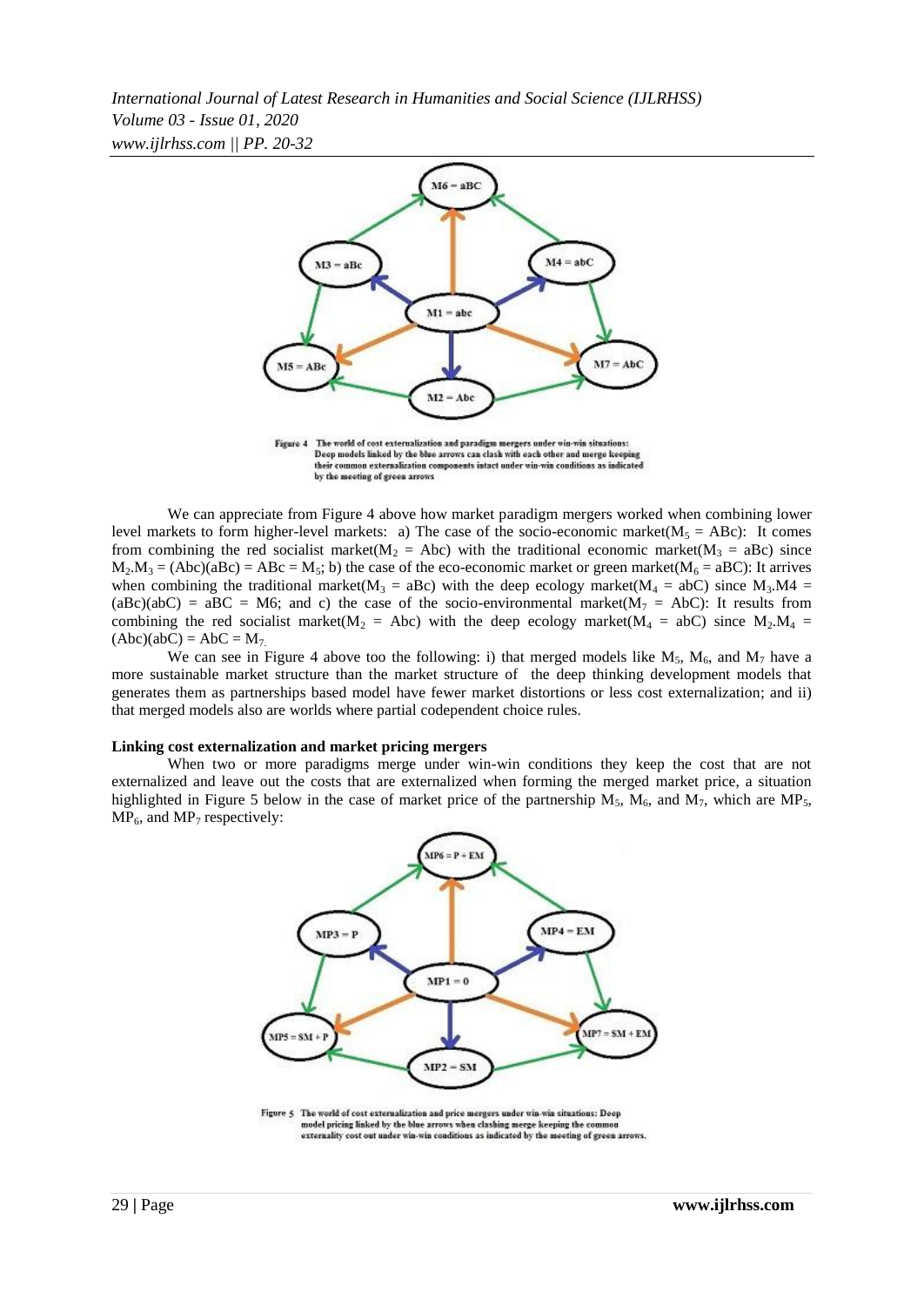Figure 4 The world of cost externalization and paradigm mergers under win-win situations: Deep models linked by the blue arrows can clash with each other and merge keeping their common externalization components intact under win-win conditions as indicated by the meeting of green arrows

We can appreciate from Figure 4 above how market paradigm mergers worked when combining lower level markets to form higher-level markets: a) The case of the socio-economic market($M_5$ = ABc): It comes from combining the red socialist market($M_2$ = Abc) with the traditional economic market($M_3$ = aBc) since $M_2.M_3$ = (Abc)(aBc) = ABc = $M_5$; b) the case of the eco-economic market or green market($M_6$ = aBC): It arrives when combining the traditional market($M_3$ = aBc) with the deep ecology market($M_4$ = abC) since $M_3$.M4 = (aBc)(abC) = aBC = M6; and c) the case of the socio-environmental market($M_7$ = AbC): It results from combining the red socialist market($M_2$ = Abc) with the deep ecology market($M_4$ = abC) since $M_2.M_4$ = (Abc)(abC) = AbC = $M_7$.

We can see in Figure 4 above too the following: i) that merged models like $M_5$, $M_6$, and $M_7$ have a more sustainable market structure than the market structure of the deep thinking development models that generates them as partnerships based model have fewer market distortions or less cost externalization; and ii) that merged models also are worlds where partial codependent choice rules.

**Linking cost externalization and market pricing mergers**

When two or more paradigms merge under win-win conditions they keep the cost that are not externalized and leave out the costs that are externalized when forming the merged market price, a situation highlighted in Figure 5 below in the case of market price of the partnership $M_5$, $M_6$, and $M_7$, which are $MP_5$, $MP_6$, and $MP_7$ respectively:

Figure 5 The world of cost externalization and price mergers under win-win situations: Deep model pricing linked by the blue arrows when clashing merge keeping the common externality cost out under win-win conditions as indicated by the meeting of green arrows.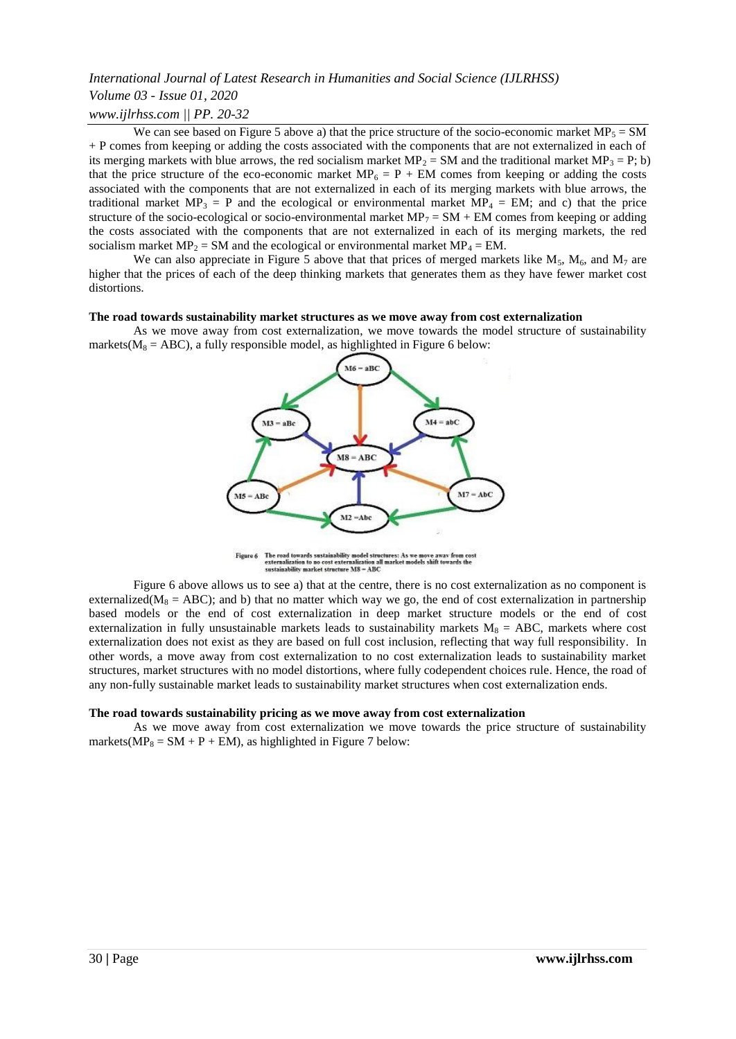We can see based on Figure 5 above a) that the price structure of the socio-economic market $MP_5 = SM + P$ comes from keeping or adding the costs associated with the components that are not externalized in each of its merging markets with blue arrows, the red socialism market $MP_2 = SM$ and the traditional market $MP_3 = P$; b) that the price structure of the eco-economic market $MP_6 = P + EM$ comes from keeping or adding the costs associated with the components that are not externalized in each of its merging markets with blue arrows, the traditional market $MP_3 = P$ and the ecological or environmental market $MP_4 = EM$; and c) that the price structure of the socio-ecological or socio-environmental market $MP_7 = SM + EM$ comes from keeping or adding the costs associated with the components that are not externalized in each of its merging markets, the red socialism market $MP_2 = SM$ and the ecological or environmental market $MP_4 = EM$.

We can also appreciate in Figure 5 above that that prices of merged markets like $M_5$, $M_6$, and $M_7$ are higher that the prices of each of the deep thinking markets that generates them as they have fewer market cost distortions.

**The road towards sustainability market structures as we move away from cost externalization**

As we move away from cost externalization, we move towards the model structure of sustainability markets($M_8 = ABC$), a fully responsible model, as highlighted in Figure 6 below:

Figure 6 The road towards sustainability model structures: As we move away from cost externalization to no cost externalization all market models shift towards the sustainability market structure M8 = ABC

Figure 6 above allows us to see a) that at the centre, there is no cost externalization as no component is externalized($M_8 = ABC$); and b) that no matter which way we go, the end of cost externalization in partnership based models or the end of cost externalization in deep market structure models or the end of cost externalization in fully unsustainable markets leads to sustainability markets $M_8 = ABC$, markets where cost externalization does not exist as they are based on full cost inclusion, reflecting that way full responsibility. In other words, a move away from cost externalization to no cost externalization leads to sustainability market structures, market structures with no model distortions, where fully codependent choices rule. Hence, the road of any non-fully sustainable market leads to sustainability market structures when cost externalization ends.

**The road towards sustainability pricing as we move away from cost externalization**

As we move away from cost externalization we move towards the price structure of sustainability markets($MP_8 = SM + P + EM$), as highlighted in Figure 7 below: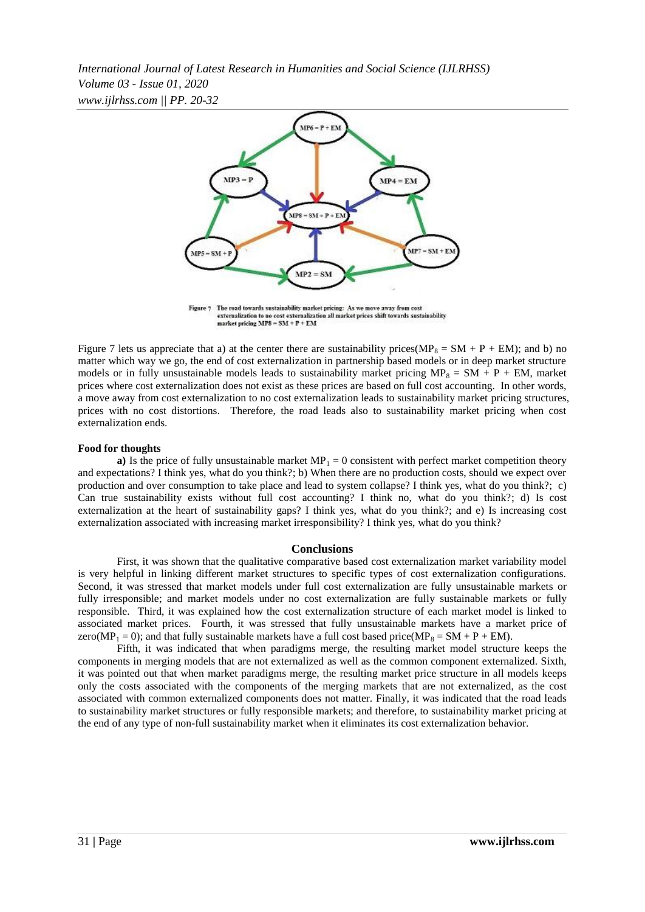Figure 7 The road towards sustainability market pricing: As we move away from cost externalization to no cost externalization all market prices shift towards sustainability market pricing MP8 = SM + P + EM

Figure 7 lets us appreciate that a) at the center there are sustainability prices($MP_8$ = SM + P + EM); and b) no matter which way we go, the end of cost externalization in partnership based models or in deep market structure models or in fully unsustainable models leads to sustainability market pricing $MP_8$ = SM + P + EM, market prices where cost externalization does not exist as these prices are based on full cost accounting. In other words, a move away from cost externalization to no cost externalization leads to sustainability market pricing structures, prices with no cost distortions. Therefore, the road leads also to sustainability market pricing when cost externalization ends.

**Food for thoughts**

**a)** Is the price of fully unsustainable market $MP_1 = 0$ consistent with perfect market competition theory and expectations? I think yes, what do you think?; b) When there are no production costs, should we expect over production and over consumption to take place and lead to system collapse? I think yes, what do you think?; c) Can true sustainability exists without full cost accounting? I think no, what do you think?; d) Is cost externalization at the heart of sustainability gaps? I think yes, what do you think?; and e) Is increasing cost externalization associated with increasing market irresponsibility? I think yes, what do you think?

## Conclusions

First, it was shown that the qualitative comparative based cost externalization market variability model is very helpful in linking different market structures to specific types of cost externalization configurations. Second, it was stressed that market models under full cost externalization are fully unsustainable markets or fully irresponsible; and market models under no cost externalization are fully sustainable markets or fully responsible. Third, it was explained how the cost externalization structure of each market model is linked to associated market prices. Fourth, it was stressed that fully unsustainable markets have a market price of zero($MP_1 = 0$); and that fully sustainable markets have a full cost based price($MP_8$ = SM + P + EM).

Fifth, it was indicated that when paradigms merge, the resulting market model structure keeps the components in merging models that are not externalized as well as the common component externalized. Sixth, it was pointed out that when market paradigms merge, the resulting market price structure in all models keeps only the costs associated with the components of the merging markets that are not externalized, as the cost associated with common externalized components does not matter. Finally, it was indicated that the road leads to sustainability market structures or fully responsible markets; and therefore, to sustainability market pricing at the end of any type of non-full sustainability market when it eliminates its cost externalization behavior.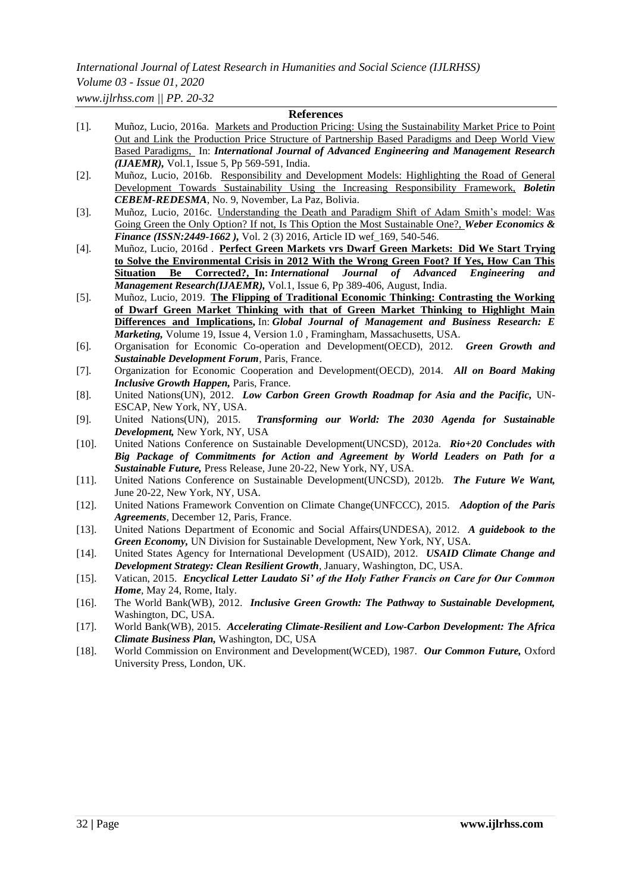## References

[1]. Muñoz, Lucio, 2016a. Markets and Production Pricing: Using the Sustainability Market Price to Point Out and Link the Production Price Structure of Partnership Based Paradigms and Deep World View Based Paradigms, In: ***International Journal of Advanced Engineering and Management Research (IJAEMR),*** Vol.1, Issue 5, Pp 569-591, India.

[2]. Muñoz, Lucio, 2016b. Responsibility and Development Models: Highlighting the Road of General Development Towards Sustainability Using the Increasing Responsibility Framework, ***Boletin CEBEM-REDESMA***, No. 9, November, La Paz, Bolivia.

[3]. Muñoz, Lucio, 2016c. Understanding the Death and Paradigm Shift of Adam Smith's model: Was Going Green the Only Option? If not, Is This Option the Most Sustainable One?, ***Weber Economics & Finance (ISSN:2449-1662 ),*** Vol. 2 (3) 2016, Article ID wef_169, 540-546.

[4]. Muñoz, Lucio, 2016d . **Perfect Green Markets vrs Dwarf Green Markets: Did We Start Trying to Solve the Environmental Crisis in 2012 With the Wrong Green Foot? If Yes, How Can This Situation Be Corrected?, In:** ***International Journal of Advanced Engineering and Management Research(IJAEMR),*** Vol.1, Issue 6, Pp 389-406, August, India.

[5]. Muñoz, Lucio, 2019. **The Flipping of Traditional Economic Thinking: Contrasting the Working of Dwarf Green Market Thinking with that of Green Market Thinking to Highlight Main Differences and Implications,** In: ***Global Journal of Management and Business Research: E Marketing,*** Volume 19, Issue 4, Version 1.0 , Framingham, Massachusetts, USA.

[6]. Organisation for Economic Co-operation and Development(OECD), 2012. ***Green Growth and Sustainable Development Forum***, Paris, France.

[7]. Organization for Economic Cooperation and Development(OECD), 2014. ***All on Board Making Inclusive Growth Happen,*** Paris, France.

[8]. United Nations(UN), 2012. ***Low Carbon Green Growth Roadmap for Asia and the Pacific,*** UN-ESCAP, New York, NY, USA.

[9]. United Nations(UN), 2015. ***Transforming our World: The 2030 Agenda for Sustainable Development,*** New York, NY, USA

[10]. United Nations Conference on Sustainable Development(UNCSD), 2012a. ***Rio+20 Concludes with Big Package of Commitments for Action and Agreement by World Leaders on Path for a Sustainable Future,*** Press Release, June 20-22, New York, NY, USA.

[11]. United Nations Conference on Sustainable Development(UNCSD), 2012b. ***The Future We Want,*** June 20-22, New York, NY, USA.

[12]. United Nations Framework Convention on Climate Change(UNFCCC), 2015. ***Adoption of the Paris Agreements***, December 12, Paris, France.

[13]. United Nations Department of Economic and Social Affairs(UNDESA), 2012. ***A guidebook to the Green Economy,*** UN Division for Sustainable Development, New York, NY, USA.

[14]. United States Agency for International Development (USAID), 2012. ***USAID Climate Change and Development Strategy: Clean Resilient Growth***, January, Washington, DC, USA.

[15]. Vatican, 2015. ***Encyclical Letter Laudato Si' of the Holy Father Francis on Care for Our Common Home***, May 24, Rome, Italy.

[16]. The World Bank(WB), 2012. ***Inclusive Green Growth: The Pathway to Sustainable Development,*** Washington, DC, USA.

[17]. World Bank(WB), 2015. ***Accelerating Climate-Resilient and Low-Carbon Development: The Africa Climate Business Plan,*** Washington, DC, USA

[18]. World Commission on Environment and Development(WCED), 1987. ***Our Common Future,*** Oxford University Press, London, UK.